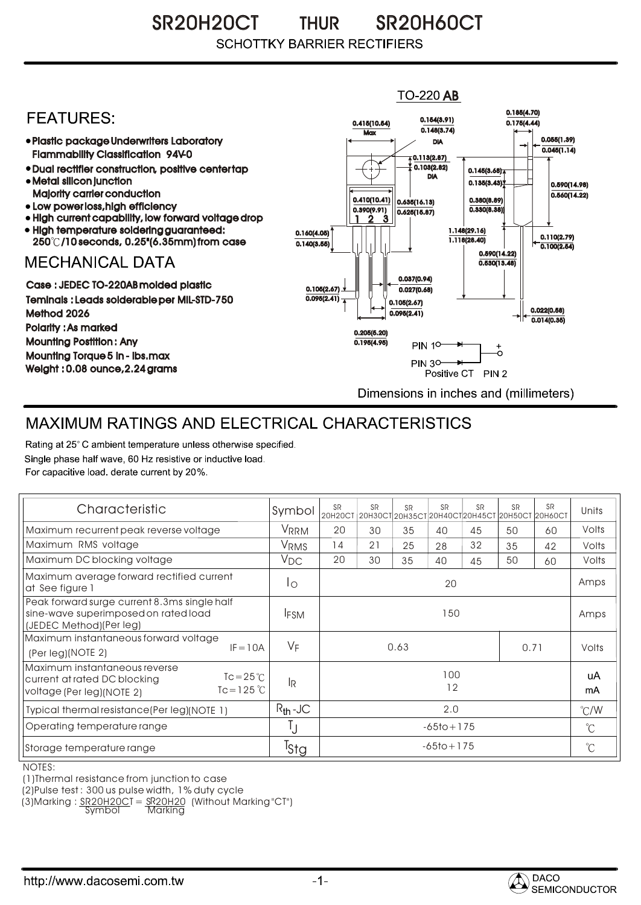# SR20H20CT THUR SR20H60CT

## SCHOTTKY BARRIER RECTIFIERS

TO-220 AB

## FEATURES:

- Plastic package Underwriters Laboratory Flammability Classification 94V-0
- Dual rectifier construction, positive center tap
- Metal silicon junction Majority carrier conduction
- Low power loss, high efficiency
- High current capability, low forward voltage drop
- High temperature soldering guaranteed: 250℃/10 seconds, 0.25"(6.35mm) from case

## MECHANICAL DATA

Case : JEDEC TO-220AB molded plastic
Teminals : Leads solderable per MIL-STD-750 Method 2026
Polarity : As marked
Mounting Postition : Any
Mounting Torque 5 in - lbs.max
Weight : 0.08 ounce, 2.24 grams

PIN 1, PIN 3, Positive CT PIN 2

Dimensions in inches and (millimeters)

## MAXIMUM RATINGS AND ELECTRICAL CHARACTERISTICS

Rating at 25° C ambient temperature unless otherwise specified.
Single phase half wave, 60 Hz resistive or inductive load.
For capacitive load. derate current by 20%.

| Characteristic | Symbol | SR 20H20CT | SR 20H30CT | SR 20H35CT | SR 20H40CT | SR 20H45CT | SR 20H50CT | SR 20H60CT | Units |
|---|---|---|---|---|---|---|---|---|---|
| Maximum recurrent peak reverse voltage | $V_{RRM}$ | 20 | 30 | 35 | 40 | 45 | 50 | 60 | Volts |
| Maximum RMS voltage | $V_{RMS}$ | 14 | 21 | 25 | 28 | 32 | 35 | 42 | Volts |
| Maximum DC blocking voltage | $V_{DC}$ | 20 | 30 | 35 | 40 | 45 | 50 | 60 | Volts |
| Maximum average forward rectified current at See figure 1 | $I_O$ | 20 | | | | | | | Amps |
| Peak forward surge current 8.3ms single half sine-wave superimposed on rated load (JEDEC Method)(Per leg) | $I_{FSM}$ | 150 | | | | | | | Amps |
| Maximum instantaneous forward voltage (Per leg)(NOTE 2) IF=10A | $V_F$ | 0.63 | | | | | 0.71 | | Volts |
| Maximum instantaneous reverse current at rated DC blocking voltage (Per leg)(NOTE 2) Tc=25℃ / Tc=125℃ | $I_R$ | 100 / 12 | | | | | | | uA / mA |
| Typical thermal resistance(Per leg)(NOTE 1) | $R_{th}$-JC | 2.0 | | | | | | | ℃/W |
| Operating temperature range | $T_J$ | -65to+175 | | | | | | | ℃ |
| Storage temperature range | $T_{Stg}$ | -65to+175 | | | | | | | ℃ |

NOTES:
(1)Thermal resistance from junction to case
(2)Pulse test : 300 us pulse width, 1% duty cycle
(3)Marking : SR20H20CT = SR20H20 (Without Marking "CT")
Symbol Marking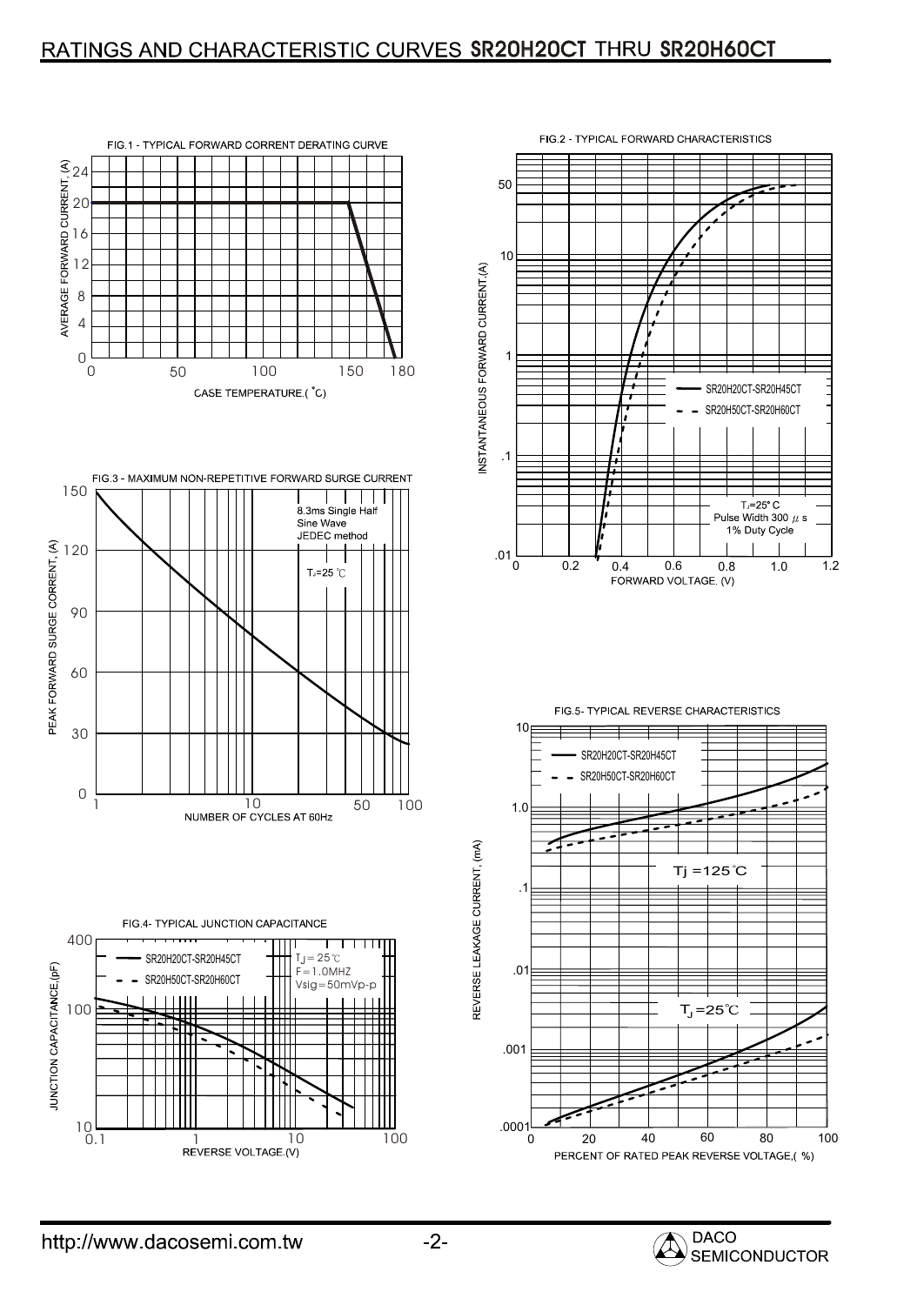# RATINGS AND CHARACTERISTIC CURVES SR20H20CT THRU SR20H60CT

FIG.1 - TYPICAL FORWARD CORRENT DERATING CURVE

AVERAGE FORWARD CURRENT, (A)

24
20
16
12
8
4
0

0 50 100 150 180

CASE TEMPERATURE.( ˚C)

FIG.2 - TYPICAL FORWARD CHARACTERISTICS

INSTANTANEOUS FORWARD CURRENT,(A)

50
10
1
.1
.01

0 0.2 0.4 0.6 0.8 1.0 1.2

FORWARD VOLTAGE. (V)

SR20H20CT-SR20H45CT

SR20H50CT-SR20H60CT

$T_J$=25° C
Pulse Width 300 $\mu$ s
1% Duty Cycle

FIG.3 - MAXIMUM NON-REPETITIVE FORWARD SURGE CURRENT

PEAK FORWARD SURGE CORRENT, (A)

150
120
90
60
30
0

1 10 50 100

NUMBER OF CYCLES AT 60Hz

8.3ms Single Half
Sine Wave
JEDEC method

$T_J$=25 ℃

FIG.4- TYPICAL JUNCTION CAPACITANCE

JUNCTION CAPACITANCE,(pF)

400
100
10

0.1 1 10 100

REVERSE VOLTAGE.(V)

SR20H20CT-SR20H45CT

SR20H50CT-SR20H60CT

$T_J$= 25℃
F=1.0MHZ
Vsig=50mVp-p

FIG.5- TYPICAL REVERSE CHARACTERISTICS

REVERSE LEAKAGE CURRENT, (mA)

10
1.0
.1
.01
.001
.0001

0 20 40 60 80 100

PERCENT OF RATED PEAK REVERSE VOLTAGE,( %)

SR20H20CT-SR20H45CT

SR20H50CT-SR20H60CT

Tj =125℃

$T_J$ =25℃